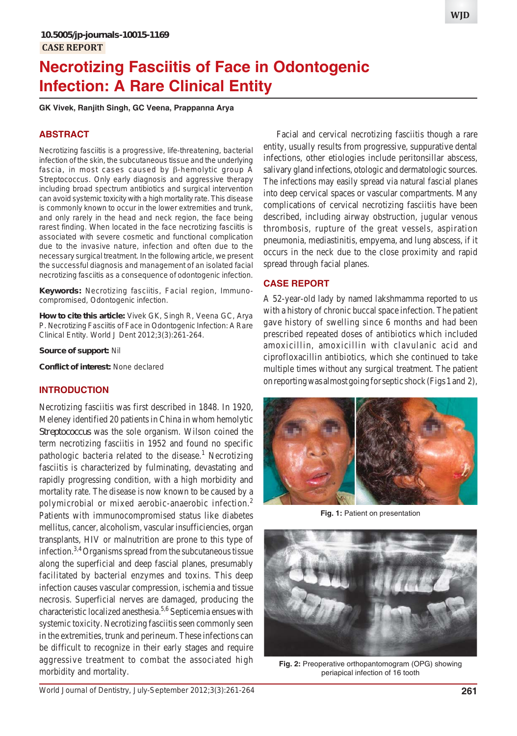10.5005/jp-journals-10015-1169

CASE REPORT

# Necrotizing Fasciitis of Face in Odontogenic Infection: A Rare Clinical Entity

**GK Vivek, Ranjith Singh, GC Veena, Prappanna Arya**

## ABSTRACT

Necrotizing fasciitis is a progressive, life-threatening, bacterial infection of the skin, the subcutaneous tissue and the underlying fascia, in most cases caused by β-hemolytic group A Streptococcus. Only early diagnosis and aggressive therapy including broad spectrum antibiotics and surgical intervention can avoid systemic toxicity with a high mortality rate. This disease is commonly known to occur in the lower extremities and trunk, and only rarely in the head and neck region, the face being rarest finding. When located in the face necrotizing fasciitis is associated with severe cosmetic and functional complication due to the invasive nature, infection and often due to the necessary surgical treatment. In the following article, we present the successful diagnosis and management of an isolated facial necrotizing fasciitis as a consequence of odontogenic infection.

**Keywords:** Necrotizing fasciitis, Facial region, Immunocompromised, Odontogenic infection.

**How to cite this article:** Vivek GK, Singh R, Veena GC, Arya P. Necrotizing Fasciitis of Face in Odontogenic Infection: A Rare Clinical Entity. World J Dent 2012;3(3):261-264.

**Source of support:** Nil

**Conflict of interest:** None declared

## INTRODUCTION

Necrotizing fasciitis was first described in 1848. In 1920, Meleney identified 20 patients in China in whom hemolytic *Streptococcus* was the sole organism. Wilson coined the term necrotizing fasciitis in 1952 and found no specific pathologic bacteria related to the disease.[1] Necrotizing fasciitis is characterized by fulminating, devastating and rapidly progressing condition, with a high morbidity and mortality rate. The disease is now known to be caused by a polymicrobial or mixed aerobic-anaerobic infection.[2] Patients with immunocompromised status like diabetes mellitus, cancer, alcoholism, vascular insufficiencies, organ transplants, HIV or malnutrition are prone to this type of infection.[3,4] Organisms spread from the subcutaneous tissue along the superficial and deep fascial planes, presumably facilitated by bacterial enzymes and toxins. This deep infection causes vascular compression, ischemia and tissue necrosis. Superficial nerves are damaged, producing the characteristic localized anesthesia.[5,6] Septicemia ensues with systemic toxicity. Necrotizing fasciitis seen commonly seen in the extremities, trunk and perineum. These infections can be difficult to recognize in their early stages and require aggressive treatment to combat the associated high morbidity and mortality.

Facial and cervical necrotizing fasciitis though a rare entity, usually results from progressive, suppurative dental infections, other etiologies include peritonsillar abscess, salivary gland infections, otologic and dermatologic sources. The infections may easily spread via natural fascial planes into deep cervical spaces or vascular compartments. Many complications of cervical necrotizing fasciitis have been described, including airway obstruction, jugular venous thrombosis, rupture of the great vessels, aspiration pneumonia, mediastinitis, empyema, and lung abscess, if it occurs in the neck due to the close proximity and rapid spread through facial planes.

## CASE REPORT

A 52-year-old lady by named lakshmamma reported to us with a history of chronic buccal space infection. The patient gave history of swelling since 6 months and had been prescribed repeated doses of antibiotics which included amoxicillin, amoxicillin with clavulanic acid and ciprofloxacillin antibiotics, which she continued to take multiple times without any surgical treatment. The patient on reporting was almost going for septic shock (Figs 1 and 2),

**Fig. 1:** Patient on presentation

**Fig. 2:** Preoperative orthopantomogram (OPG) showing periapical infection of 16 tooth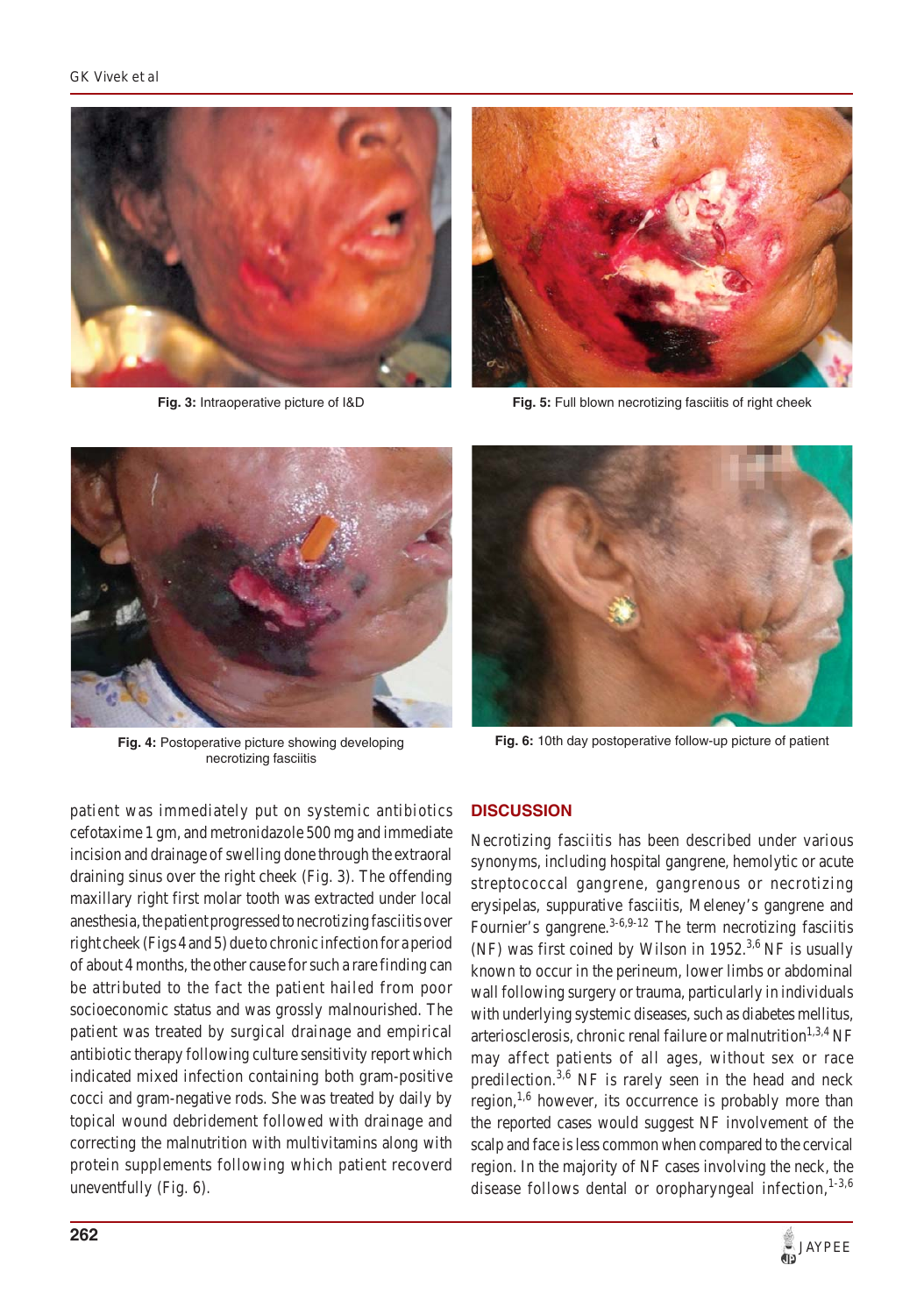Fig. 3: Intraoperative picture of I&D

Fig. 5: Full blown necrotizing fasciitis of right cheek

Fig. 4: Postoperative picture showing developing necrotizing fasciitis

Fig. 6: 10th day postoperative follow-up picture of patient

patient was immediately put on systemic antibiotics cefotaxime 1 gm, and metronidazole 500 mg and immediate incision and drainage of swelling done through the extraoral draining sinus over the right cheek (Fig. 3). The offending maxillary right first molar tooth was extracted under local anesthesia, the patient progressed to necrotizing fasciitis over right cheek (Figs 4 and 5) due to chronic infection for a period of about 4 months, the other cause for such a rare finding can be attributed to the fact the patient hailed from poor socioeconomic status and was grossly malnourished. The patient was treated by surgical drainage and empirical antibiotic therapy following culture sensitivity report which indicated mixed infection containing both gram-positive cocci and gram-negative rods. She was treated by daily by topical wound debridement followed with drainage and correcting the malnutrition with multivitamins along with protein supplements following which patient recoverd uneventfully (Fig. 6).

## DISCUSSION

Necrotizing fasciitis has been described under various synonyms, including hospital gangrene, hemolytic or acute streptococcal gangrene, gangrenous or necrotizing erysipelas, suppurative fasciitis, Meleney's gangrene and Fournier's gangrene.[3-6,9-12] The term necrotizing fasciitis (NF) was first coined by Wilson in 1952.[3,6] NF is usually known to occur in the perineum, lower limbs or abdominal wall following surgery or trauma, particularly in individuals with underlying systemic diseases, such as diabetes mellitus, arteriosclerosis, chronic renal failure or malnutrition[1,3,4] NF may affect patients of all ages, without sex or race predilection.[3,6] NF is rarely seen in the head and neck region,[1,6] however, its occurrence is probably more than the reported cases would suggest NF involvement of the scalp and face is less common when compared to the cervical region. In the majority of NF cases involving the neck, the disease follows dental or oropharyngeal infection,[1-3,6]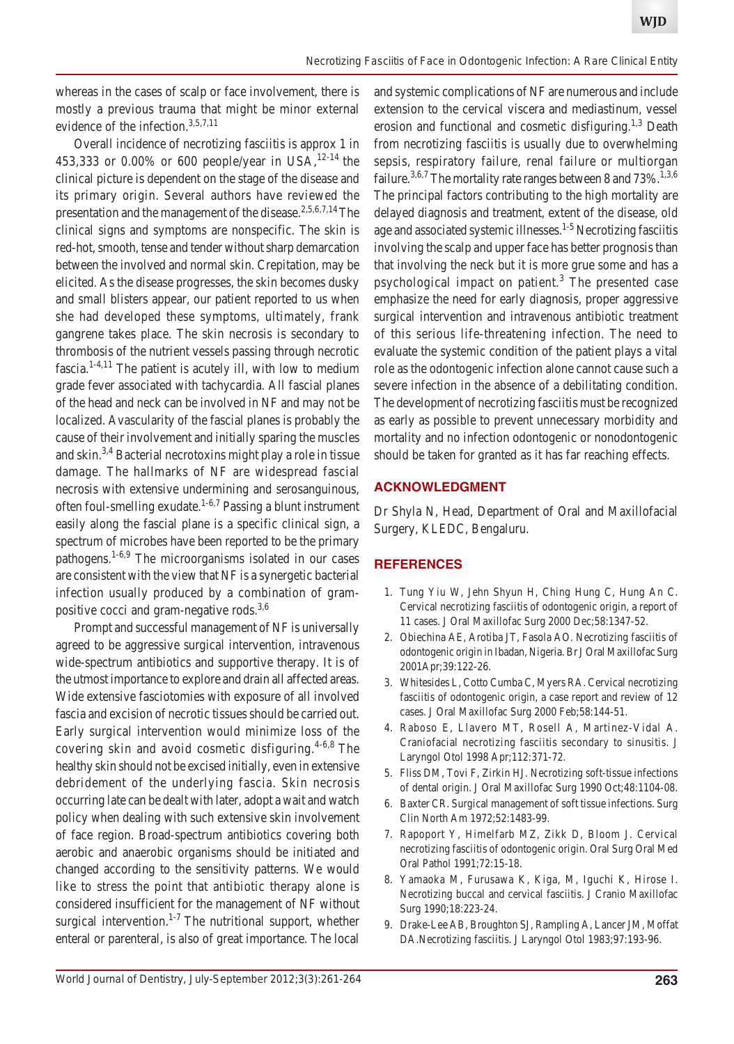whereas in the cases of scalp or face involvement, there is mostly a previous trauma that might be minor external evidence of the infection.[3,5,7,11]

Overall incidence of necrotizing fasciitis is approx 1 in 453,333 or 0.00% or 600 people/year in USA,[12-14] the clinical picture is dependent on the stage of the disease and its primary origin. Several authors have reviewed the presentation and the management of the disease.[2,5,6,7,14] The clinical signs and symptoms are nonspecific. The skin is red-hot, smooth, tense and tender without sharp demarcation between the involved and normal skin. Crepitation, may be elicited. As the disease progresses, the skin becomes dusky and small blisters appear, our patient reported to us when she had developed these symptoms, ultimately, frank gangrene takes place. The skin necrosis is secondary to thrombosis of the nutrient vessels passing through necrotic fascia.[1-4,11] The patient is acutely ill, with low to medium grade fever associated with tachycardia. All fascial planes of the head and neck can be involved in NF and may not be localized. Avascularity of the fascial planes is probably the cause of their involvement and initially sparing the muscles and skin.[3,4] Bacterial necrotoxins might play a role in tissue damage. The hallmarks of NF are widespread fascial necrosis with extensive undermining and serosanguinous, often foul-smelling exudate.[1-6,7] Passing a blunt instrument easily along the fascial plane is a specific clinical sign, a spectrum of microbes have been reported to be the primary pathogens.[1-6,9] The microorganisms isolated in our cases are consistent with the view that NF is a synergetic bacterial infection usually produced by a combination of gram-positive cocci and gram-negative rods.[3,6]

Prompt and successful management of NF is universally agreed to be aggressive surgical intervention, intravenous wide-spectrum antibiotics and supportive therapy. It is of the utmost importance to explore and drain all affected areas. Wide extensive fasciotomies with exposure of all involved fascia and excision of necrotic tissues should be carried out. Early surgical intervention would minimize loss of the covering skin and avoid cosmetic disfiguring.[4-6,8] The healthy skin should not be excised initially, even in extensive debridement of the underlying fascia. Skin necrosis occurring late can be dealt with later, adopt a wait and watch policy when dealing with such extensive skin involvement of face region. Broad-spectrum antibiotics covering both aerobic and anaerobic organisms should be initiated and changed according to the sensitivity patterns. We would like to stress the point that antibiotic therapy alone is considered insufficient for the management of NF without surgical intervention.[1-7] The nutritional support, whether enteral or parenteral, is also of great importance. The local and systemic complications of NF are numerous and include extension to the cervical viscera and mediastinum, vessel erosion and functional and cosmetic disfiguring.[1,3] Death from necrotizing fasciitis is usually due to overwhelming sepsis, respiratory failure, renal failure or multiorgan failure.[3,6,7] The mortality rate ranges between 8 and 73%.[1,3,6] The principal factors contributing to the high mortality are delayed diagnosis and treatment, extent of the disease, old age and associated systemic illnesses.[1-5] Necrotizing fasciitis involving the scalp and upper face has better prognosis than that involving the neck but it is more grue some and has a psychological impact on patient.[3] The presented case emphasize the need for early diagnosis, proper aggressive surgical intervention and intravenous antibiotic treatment of this serious life-threatening infection. The need to evaluate the systemic condition of the patient plays a vital role as the odontogenic infection alone cannot cause such a severe infection in the absence of a debilitating condition. The development of necrotizing fasciitis must be recognized as early as possible to prevent unnecessary morbidity and mortality and no infection odontogenic or nonodontogenic should be taken for granted as it has far reaching effects.

## ACKNOWLEDGMENT

Dr Shyla N, Head, Department of Oral and Maxillofacial Surgery, KLEDC, Bengaluru.

## REFERENCES

1. Tung Yiu W, Jehn Shyun H, Ching Hung C, Hung An C. Cervical necrotizing fasciitis of odontogenic origin, a report of 11 cases. J Oral Maxillofac Surg 2000 Dec;58:1347-52.
2. Obiechina AE, Arotiba JT, Fasola AO. Necrotizing fasciitis of odontogenic origin in Ibadan, Nigeria. Br J Oral Maxillofac Surg 2001Apr;39:122-26.
3. Whitesides L, Cotto Cumba C, Myers RA. Cervical necrotizing fasciitis of odontogenic origin, a case report and review of 12 cases. J Oral Maxillofac Surg 2000 Feb;58:144-51.
4. Raboso E, Llavero MT, Rosell A, Martinez-Vidal A. Craniofacial necrotizing fasciitis secondary to sinusitis. J Laryngol Otol 1998 Apr;112:371-72.
5. Fliss DM, Tovi F, Zirkin HJ. Necrotizing soft-tissue infections of dental origin. J Oral Maxillofac Surg 1990 Oct;48:1104-08.
6. Baxter CR. Surgical management of soft tissue infections. Surg Clin North Am 1972;52:1483-99.
7. Rapoport Y, Himelfarb MZ, Zikk D, Bloom J. Cervical necrotizing fasciitis of odontogenic origin. Oral Surg Oral Med Oral Pathol 1991;72:15-18.
8. Yamaoka M, Furusawa K, Kiga, M, Iguchi K, Hirose I. Necrotizing buccal and cervical fasciitis. J Cranio Maxillofac Surg 1990;18:223-24.
9. Drake-Lee AB, Broughton SJ, Rampling A, Lancer JM, Moffat DA.Necrotizing fasciitis. J Laryngol Otol 1983;97:193-96.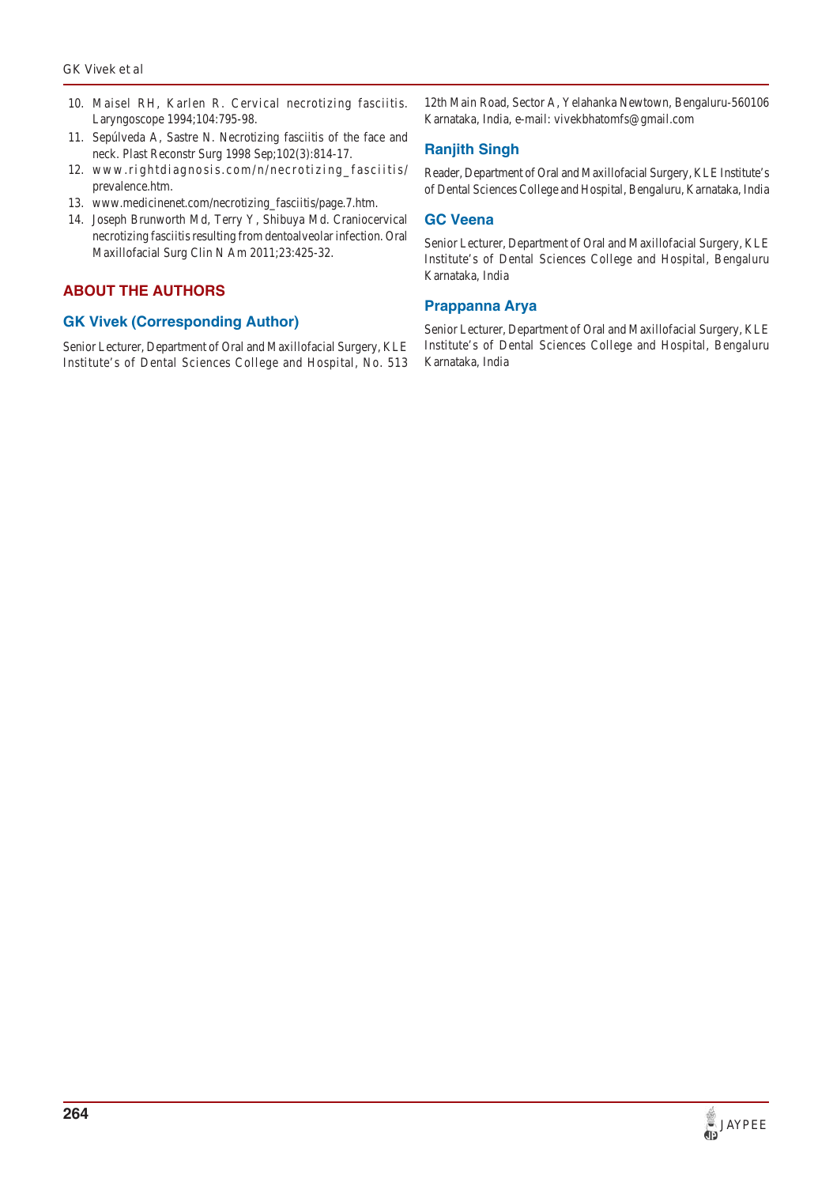10. Maisel RH, Karlen R. Cervical necrotizing fasciitis. Laryngoscope 1994;104:795-98.
11. Sepúlveda A, Sastre N. Necrotizing fasciitis of the face and neck. Plast Reconstr Surg 1998 Sep;102(3):814-17.
12. www.rightdiagnosis.com/n/necrotizing_fasciitis/prevalence.htm.
13. www.medicinenet.com/necrotizing_fasciitis/page.7.htm.
14. Joseph Brunworth Md, Terry Y, Shibuya Md. Craniocervical necrotizing fasciitis resulting from dentoalveolar infection. Oral Maxillofacial Surg Clin N Am 2011;23:425-32.

## ABOUT THE AUTHORS

### GK Vivek (Corresponding Author)

Senior Lecturer, Department of Oral and Maxillofacial Surgery, KLE Institute's of Dental Sciences College and Hospital, No. 513 12th Main Road, Sector A, Yelahanka Newtown, Bengaluru-560106 Karnataka, India, e-mail: vivekbhatomfs@gmail.com

### Ranjith Singh

Reader, Department of Oral and Maxillofacial Surgery, KLE Institute's of Dental Sciences College and Hospital, Bengaluru, Karnataka, India

### GC Veena

Senior Lecturer, Department of Oral and Maxillofacial Surgery, KLE Institute's of Dental Sciences College and Hospital, Bengaluru Karnataka, India

### Prappanna Arya

Senior Lecturer, Department of Oral and Maxillofacial Surgery, KLE Institute's of Dental Sciences College and Hospital, Bengaluru Karnataka, India